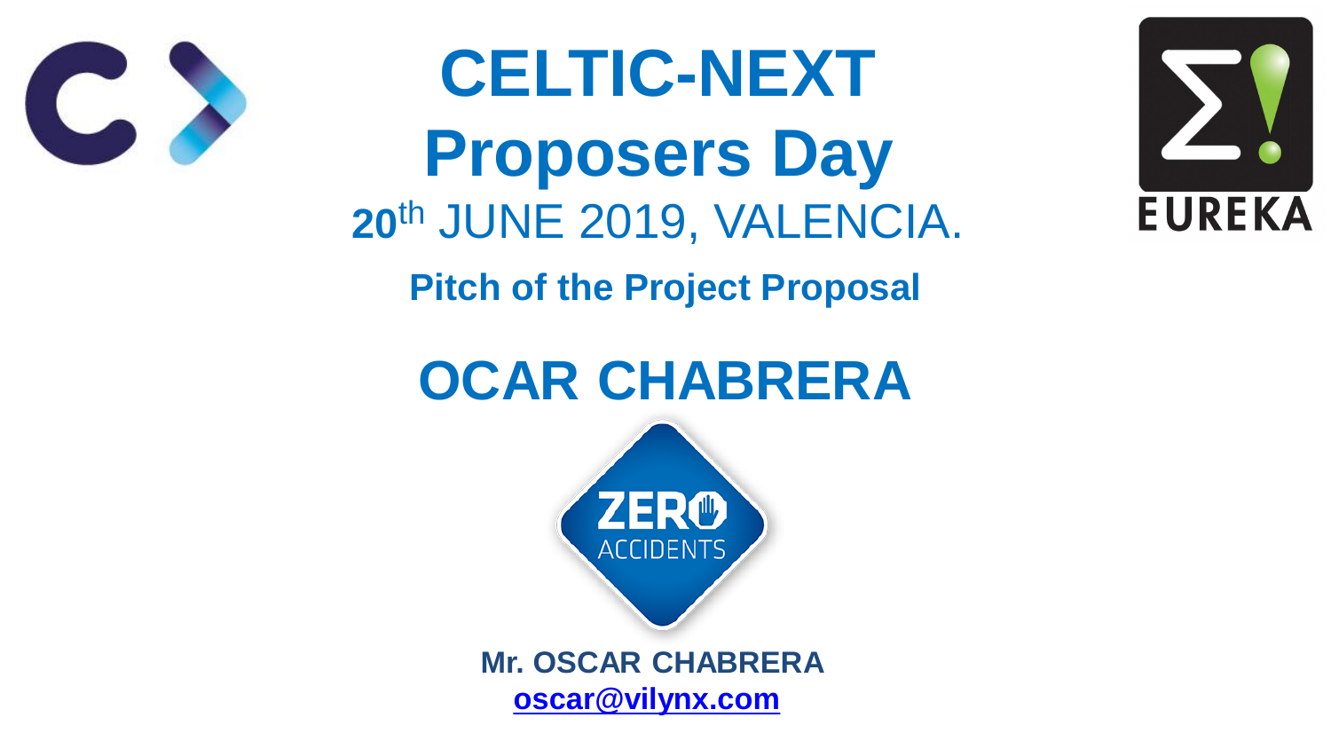# CELTIC-NEXT Proposers Day

20th JUNE 2019, VALENCIA.

**Pitch of the Project Proposal**

## OCAR CHABRERA

ZERO ACCIDENTS

**Mr. OSCAR CHABRERA**

**oscar@vilynx.com**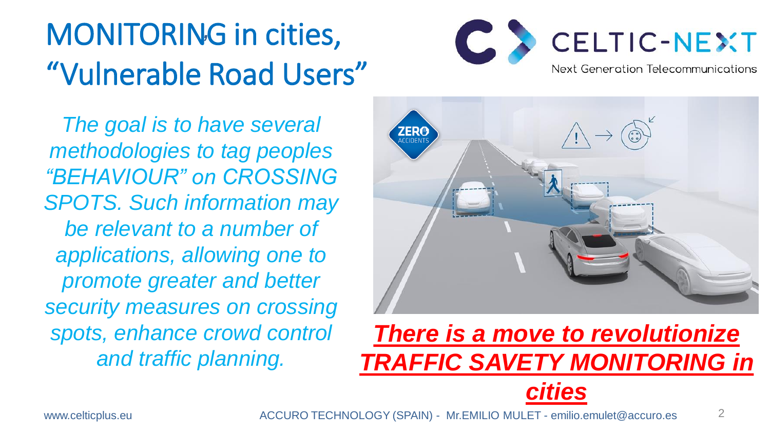# MONITORING in cities, "Vulnerable Road Users"

*The goal is to have several methodologies to tag peoples "BEHAVIOUR" on CROSSING SPOTS. Such information may be relevant to a number of applications, allowing one to promote greater and better security measures on crossing spots, enhance crowd control and traffic planning.*

***There is a move to revolutionize TRAFFIC SAVETY MONITORING in cities***

www.celticplus.eu

ACCURO TECHNOLOGY (SPAIN) - Mr.EMILIO MULET - emilio.emulet@accuro.es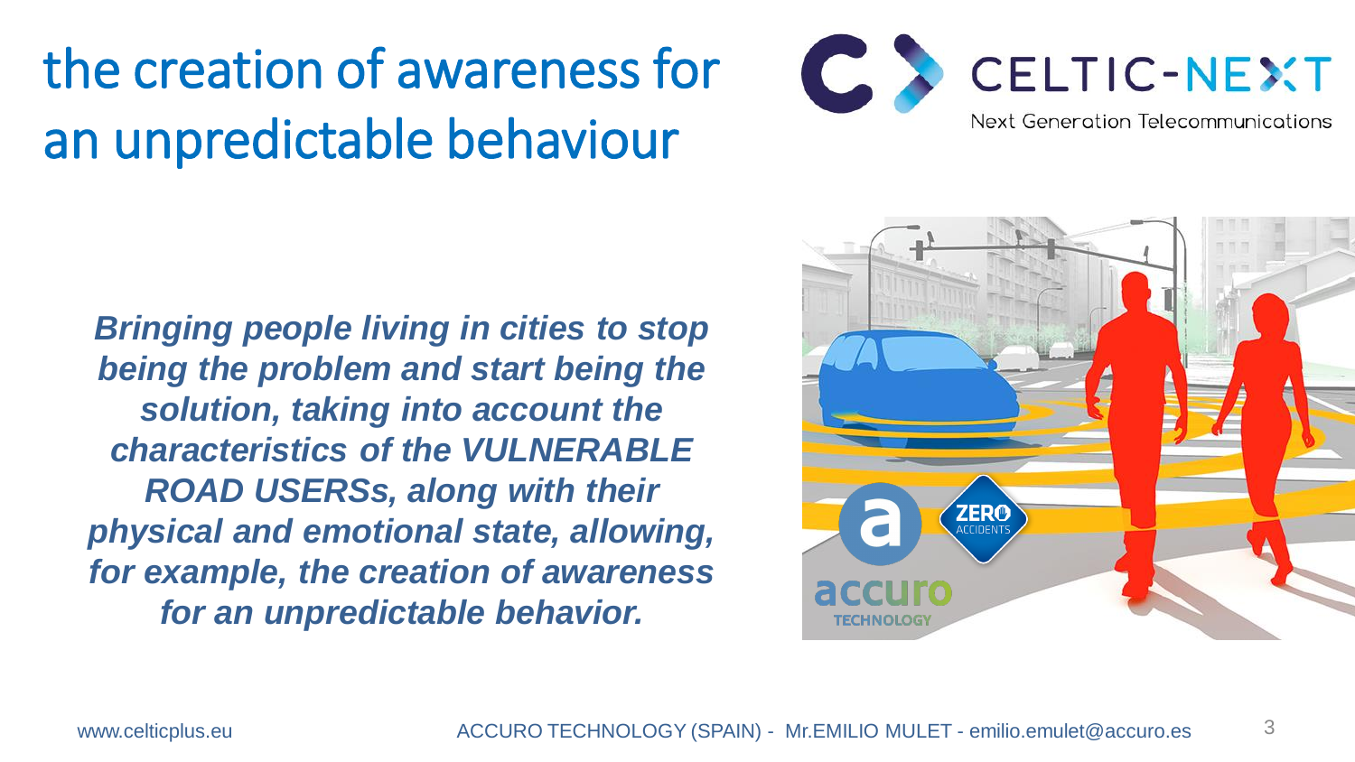# the creation of awareness for an unpredictable behaviour

***Bringing people living in cities to stop being the problem and start being the solution, taking into account the characteristics of the VULNERABLE ROAD USERSs, along with their physical and emotional state, allowing, for example, the creation of awareness for an unpredictable behavior.***

www.celticplus.eu ACCURO TECHNOLOGY (SPAIN) - Mr.EMILIO MULET - emilio.emulet@accuro.es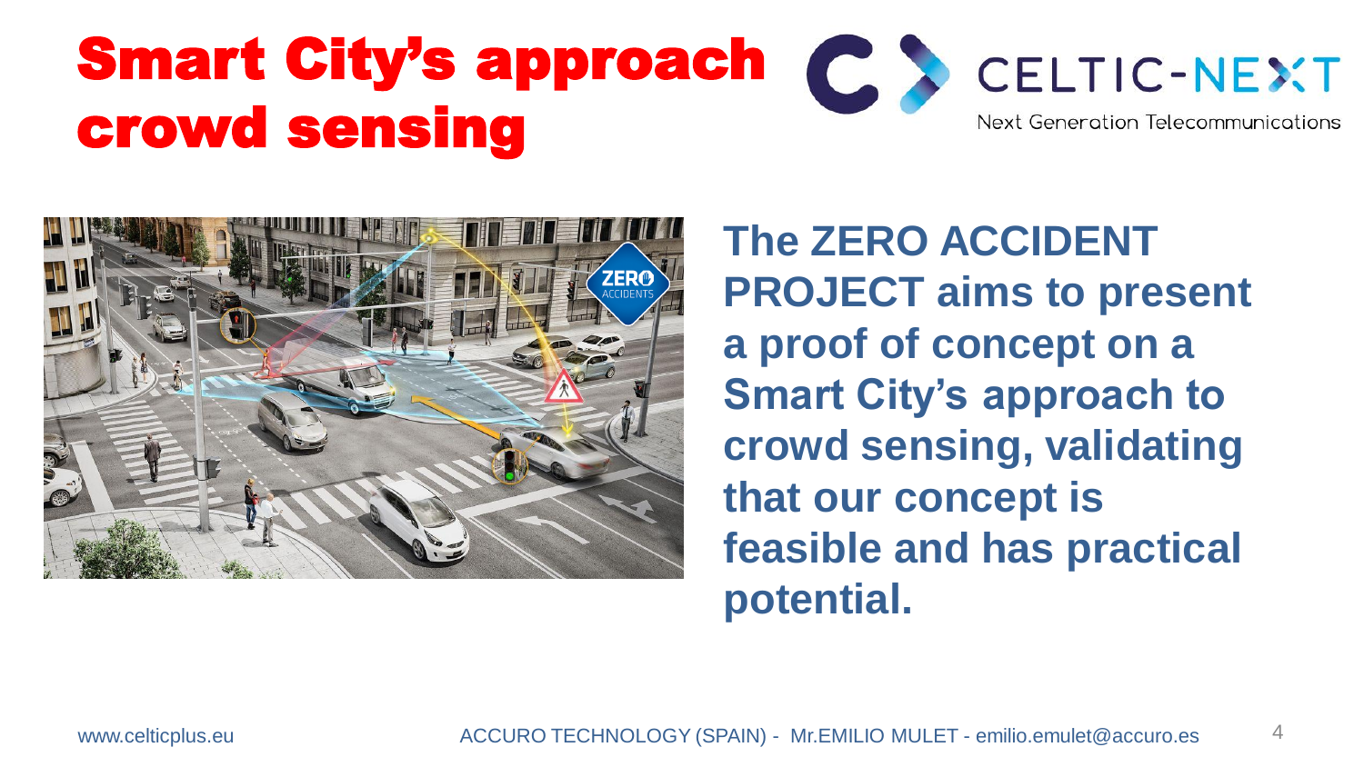# Smart City's approach crowd sensing

**The ZERO ACCIDENT PROJECT aims to present a proof of concept on a Smart City's approach to crowd sensing, validating that our concept is feasible and has practical potential.**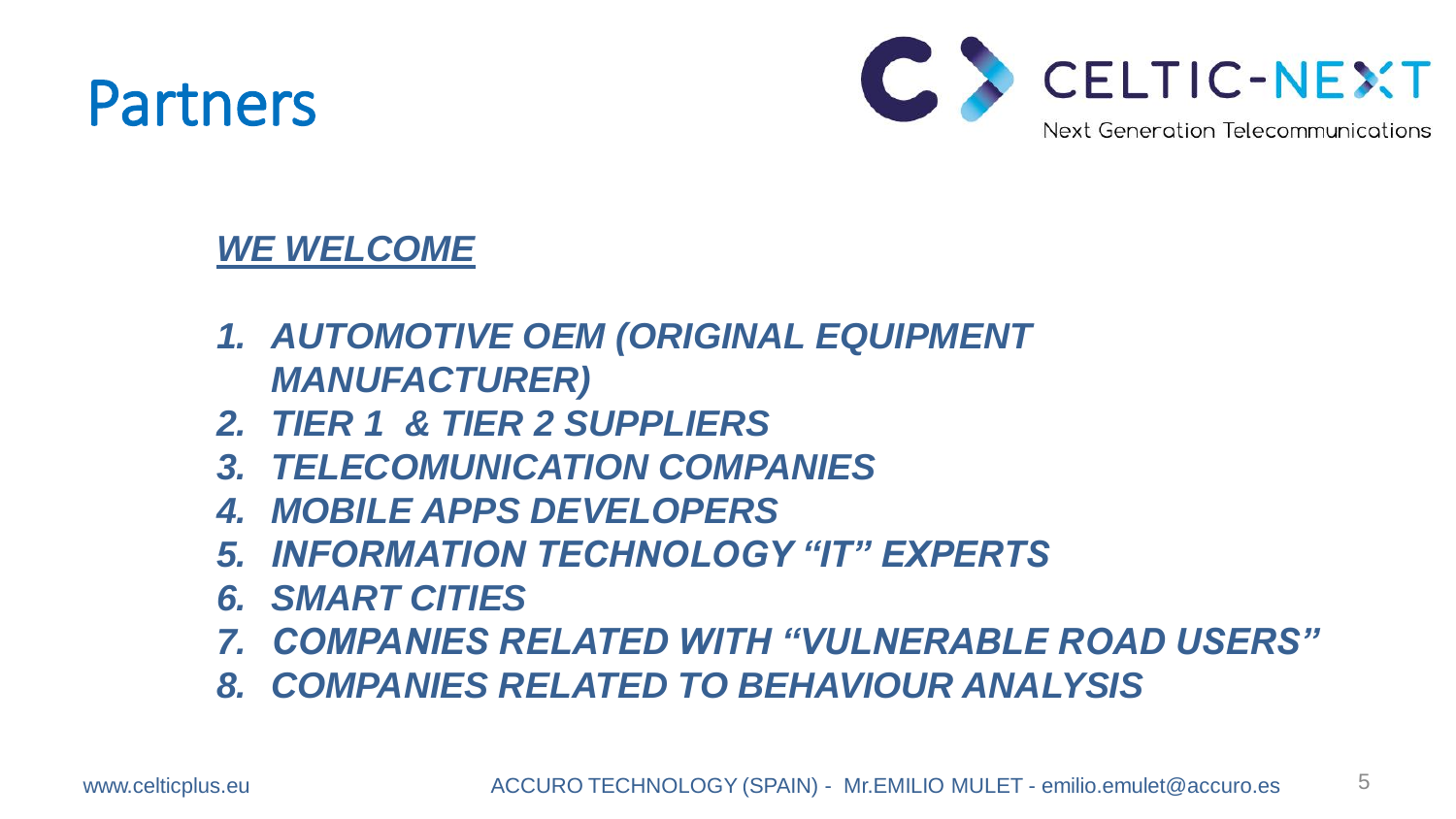# Partners

CELTIC-NEXT

Next Generation Telecommunications

***WE WELCOME***

1. ***AUTOMOTIVE OEM (ORIGINAL EQUIPMENT MANUFACTURER)***
2. ***TIER 1 & TIER 2 SUPPLIERS***
3. ***TELECOMUNICATION COMPANIES***
4. ***MOBILE APPS DEVELOPERS***
5. ***INFORMATION TECHNOLOGY "IT" EXPERTS***
6. ***SMART CITIES***
7. ***COMPANIES RELATED WITH "VULNERABLE ROAD USERS"***
8. ***COMPANIES RELATED TO BEHAVIOUR ANALYSIS***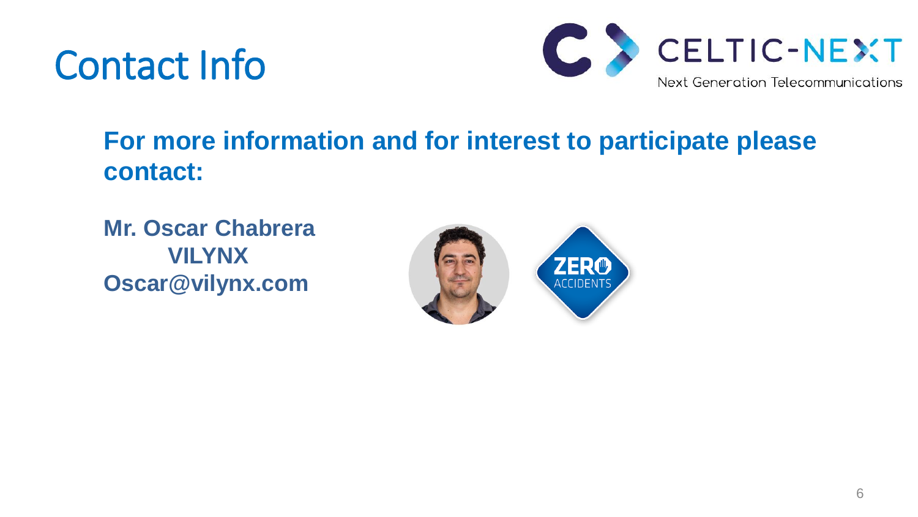# Contact Info

**For more information and for interest to participate please contact:**

**Mr. Oscar Chabrera**
**VILYNX**
**Oscar@vilynx.com**